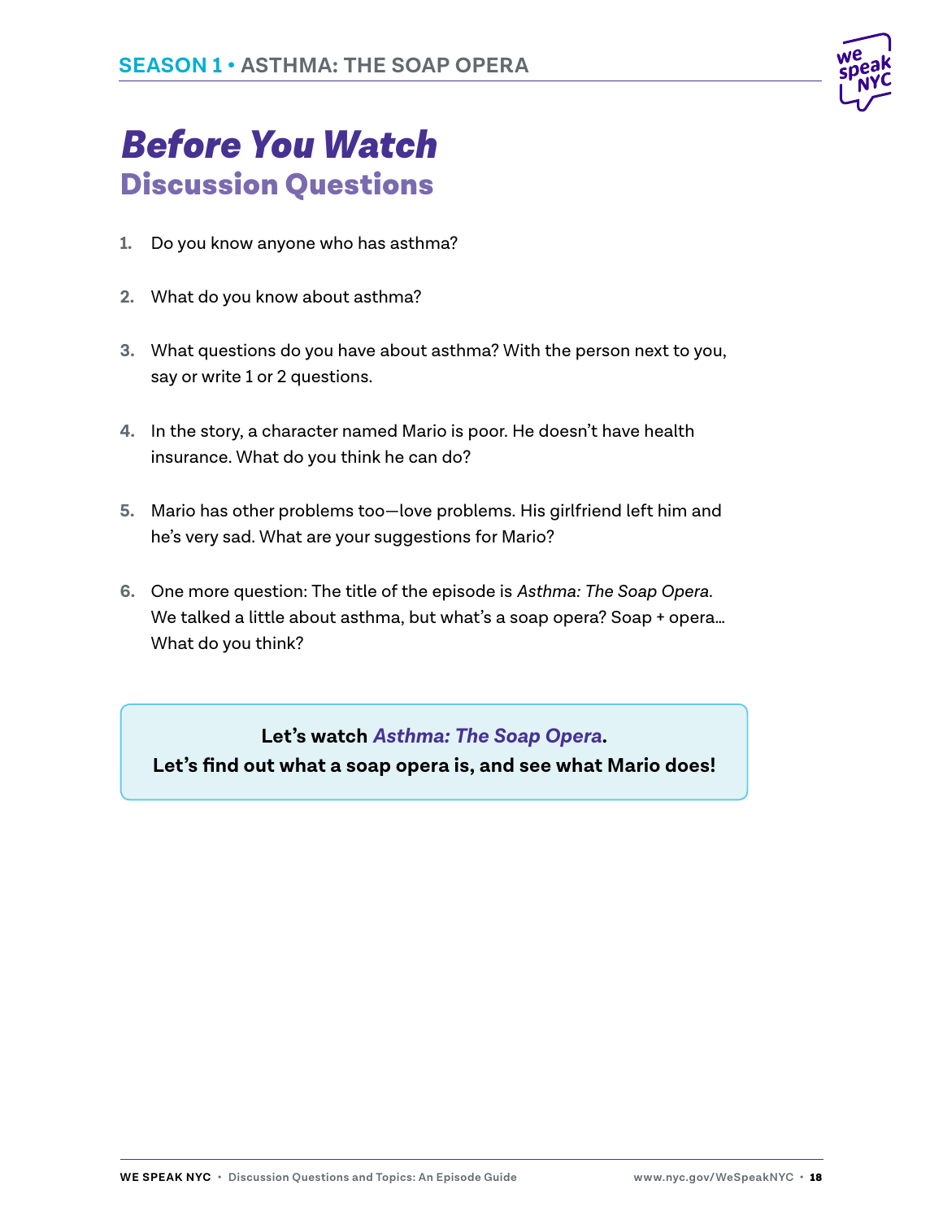# Before You Watch

## Discussion Questions

1. Do you know anyone who has asthma?

2. What do you know about asthma?

3. What questions do you have about asthma? With the person next to you, say or write 1 or 2 questions.

4. In the story, a character named Mario is poor. He doesn't have health insurance. What do you think he can do?

5. Mario has other problems too—love problems. His girlfriend left him and he's very sad. What are your suggestions for Mario?

6. One more question: The title of the episode is *Asthma: The Soap Opera*. We talked a little about asthma, but what's a soap opera? Soap + opera… What do you think?

**Let's watch *Asthma: The Soap Opera*.**
**Let's find out what a soap opera is, and see what Mario does!**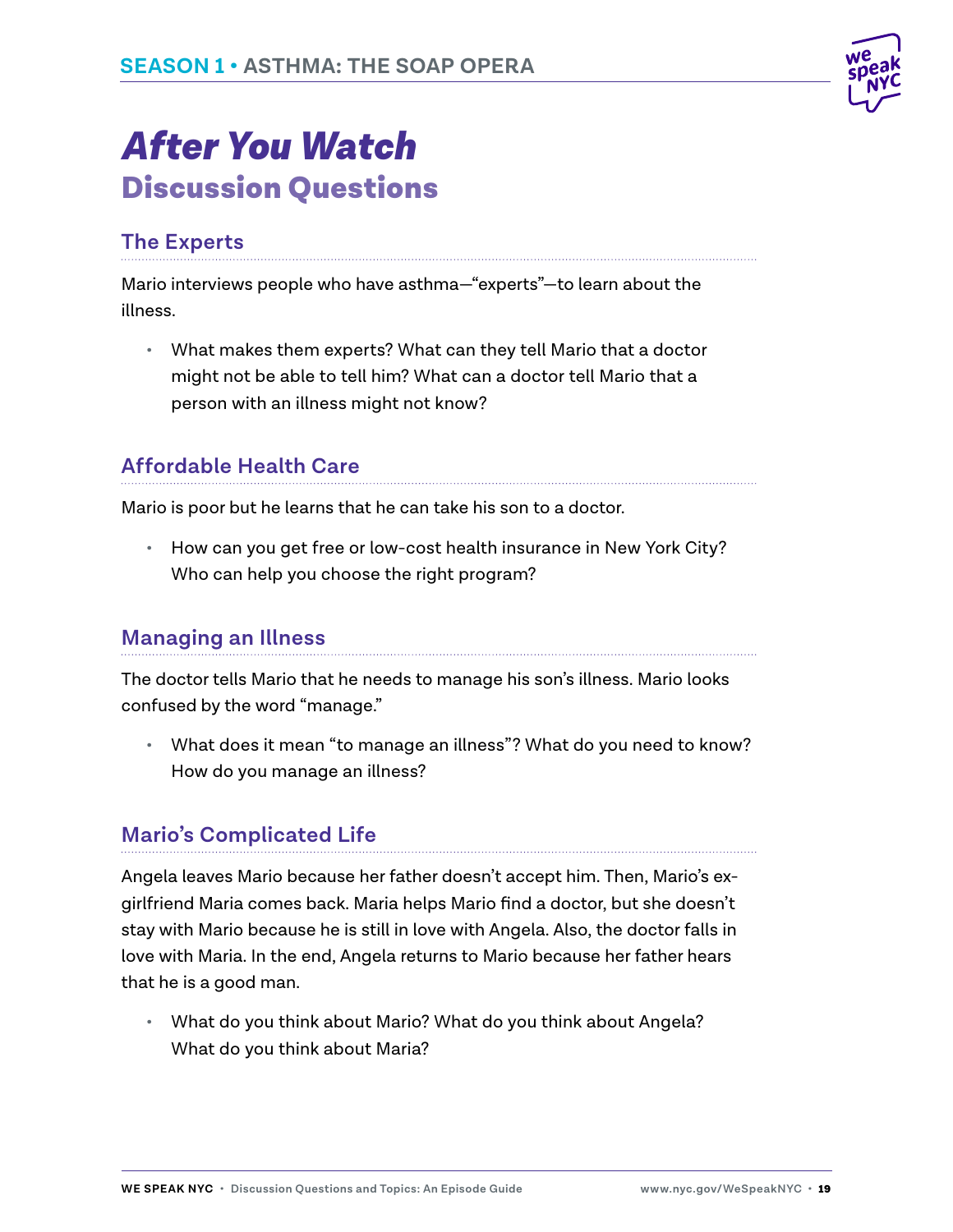# *After You Watch*

## Discussion Questions

### The Experts

Mario interviews people who have asthma—"experts"—to learn about the illness.

- What makes them experts? What can they tell Mario that a doctor might not be able to tell him? What can a doctor tell Mario that a person with an illness might not know?

### Affordable Health Care

Mario is poor but he learns that he can take his son to a doctor.

- How can you get free or low-cost health insurance in New York City? Who can help you choose the right program?

### Managing an Illness

The doctor tells Mario that he needs to manage his son's illness. Mario looks confused by the word "manage."

- What does it mean "to manage an illness"? What do you need to know? How do you manage an illness?

### Mario's Complicated Life

Angela leaves Mario because her father doesn't accept him. Then, Mario's ex-girlfriend Maria comes back. Maria helps Mario find a doctor, but she doesn't stay with Mario because he is still in love with Angela. Also, the doctor falls in love with Maria. In the end, Angela returns to Mario because her father hears that he is a good man.

- What do you think about Mario? What do you think about Angela? What do you think about Maria?